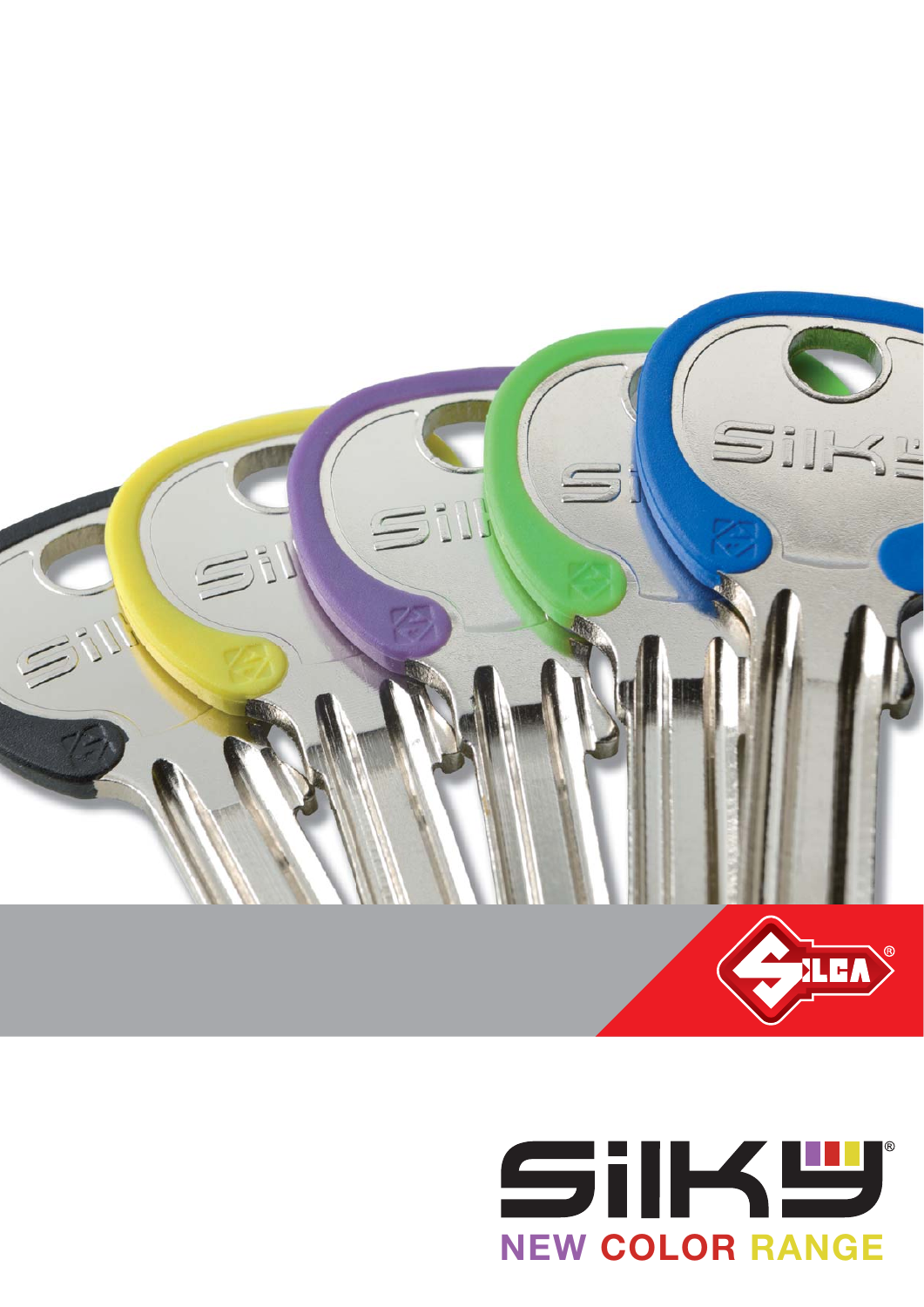# SILKY®

## NEW COLOR RANGE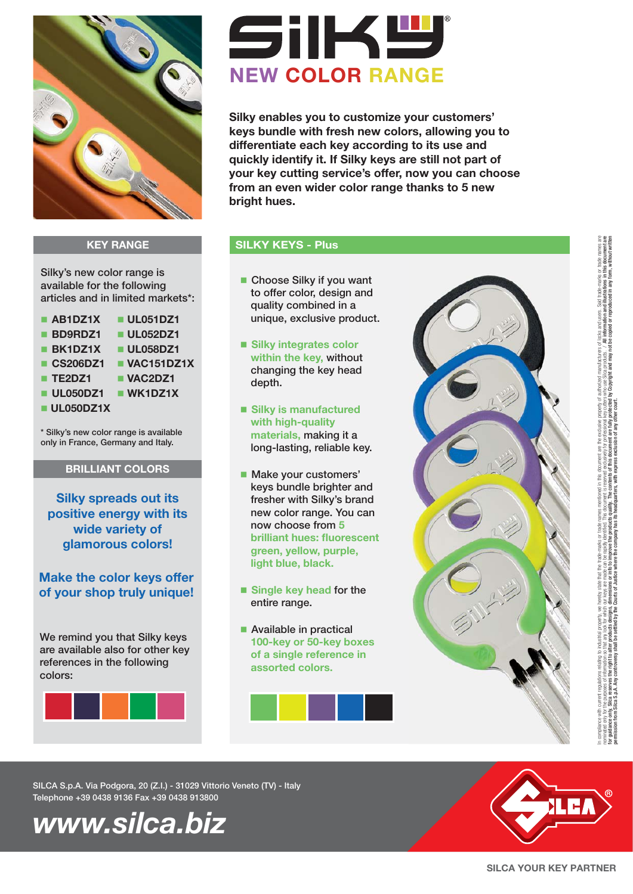# Silky

## NEW COLOR RANGE

**Silky enables you to customize your customers' keys bundle with fresh new colors, allowing you to differentiate each key according to its use and quickly identify it. If Silky keys are still not part of your key cutting service's offer, now you can choose from an even wider color range thanks to 5 new bright hues.**

### KEY RANGE

Silky's new color range is available for the following articles and in limited markets*:

- **AB1DZ1X**
- **BD9RDZ1**
- **BK1DZ1X**
- **CS206DZ1**
- **TE2DZ1**
- **UL050DZ1**
- **UL050DZ1X**
- **UL051DZ1**
- **UL052DZ1**
- **UL058DZ1**
- **VAC151DZ1X**
- **VAC2DZ1**
- **WK1DZ1X**

\* Silky's new color range is available only in France, Germany and Italy.

### BRILLIANT COLORS

**Silky spreads out its positive energy with its wide variety of glamorous colors!**

**Make the color keys offer of your shop truly unique!**

We remind you that Silky keys are available also for other key references in the following colors:

### SILKY KEYS - Plus

- Choose Silky if you want to offer color, design and quality combined in a unique, exclusive product.
- **Silky integrates color within the key,** without changing the key head depth.
- **Silky is manufactured with high-quality materials,** making it a long-lasting, reliable key.
- Make your customers' keys bundle brighter and fresher with Silky's brand new color range. You can now choose from **5 brilliant hues: fluorescent green, yellow, purple, light blue, black.**
- **Single key head** for the entire range.
- Available in practical **100-key or 50-key boxes of a single reference in assorted colors.**

In compliance with current regulations relating to industrial property, we hereby state that the trade-marks or trade names mentioned in this document are the exclusive property of authorized manufacturers of locks and users. Said trade-marks or trade names are nominated only for the purposes of information so that any lock for which our keys are made can be rapidly identified. This document is reserved exclusively for professional key cutters who use Silca products. / All information and illustrations in this document are for guidance only. Silca reserves the right to alter products, designs, dimensions or with to improve the product's quality. The contents of this document are fully protected by Copyright and may not be copied or reproduced in any form, without written permission from Silca S.p.A. Any controversy shall be settled by the Courts of Justice where the company has its headquarters, with express exclusion of any other court.

SILCA S.p.A. Via Podgora, 20 (Z.I.) - 31029 Vittorio Veneto (TV) - Italy
Telephone +39 0438 9136 Fax +39 0438 913800

***www.silca.biz***

SILCA

SILCA YOUR KEY PARTNER